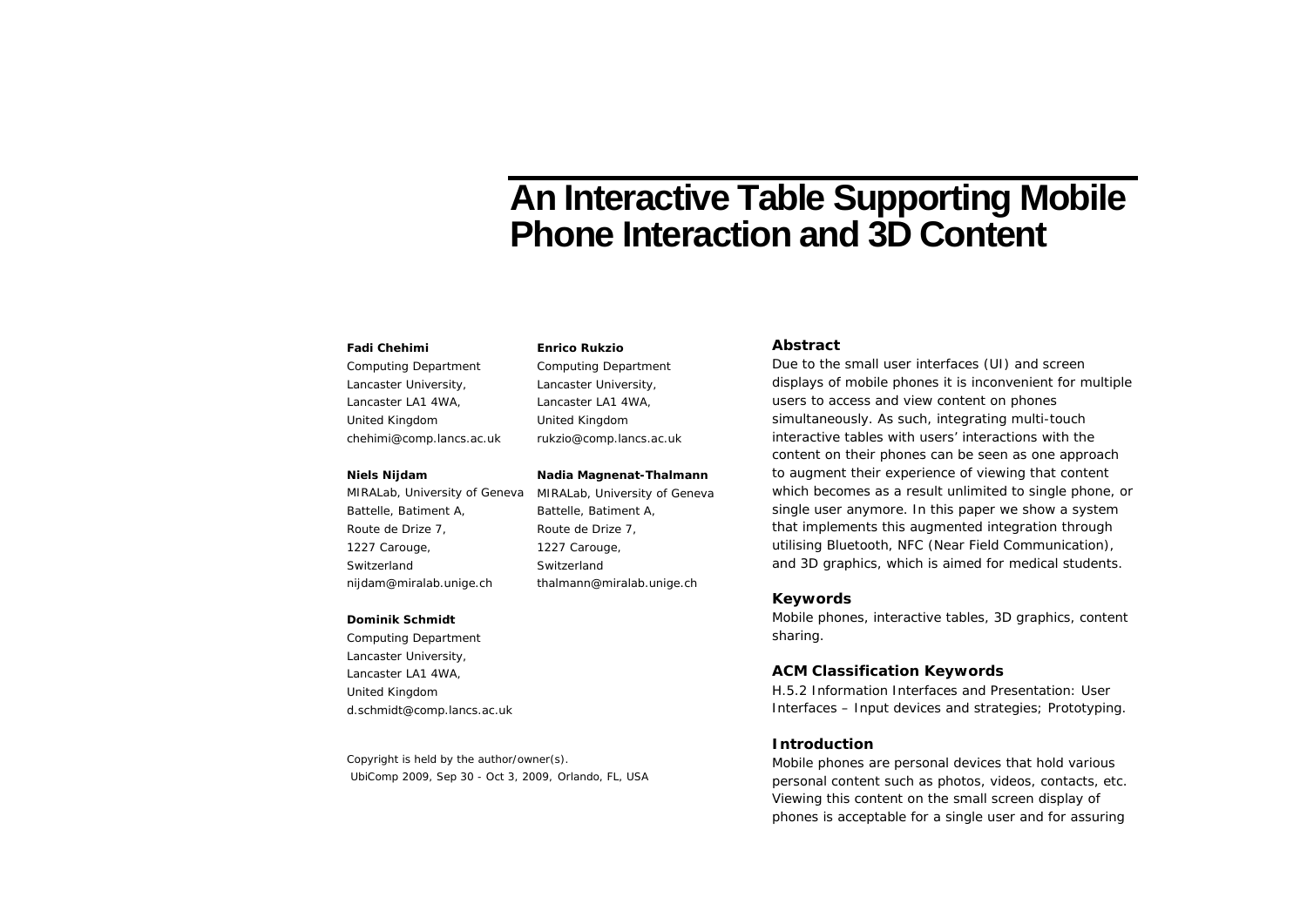# An Interactive Table Supporting Mobile Phone Interaction and 3D Content

**Fadi Chehimi**
Computing Department
Lancaster University,
Lancaster LA1 4WA,
United Kingdom
chehimi@comp.lancs.ac.uk

**Enrico Rukzio**
Computing Department
Lancaster University,
Lancaster LA1 4WA,
United Kingdom
rukzio@comp.lancs.ac.uk

**Niels Nijdam**
MIRALab, University of Geneva
Battelle, Batiment A,
Route de Drize 7,
1227 Carouge,
Switzerland
nijdam@miralab.unige.ch

**Nadia Magnenat-Thalmann**
MIRALab, University of Geneva
Battelle, Batiment A,
Route de Drize 7,
1227 Carouge,
Switzerland
thalmann@miralab.unige.ch

**Dominik Schmidt**
Computing Department
Lancaster University,
Lancaster LA1 4WA,
United Kingdom
d.schmidt@comp.lancs.ac.uk

Copyright is held by the author/owner(s).
UbiComp 2009, Sep 30 - Oct 3, 2009, Orlando, FL, USA

## Abstract

Due to the small user interfaces (UI) and screen displays of mobile phones it is inconvenient for multiple users to access and view content on phones simultaneously. As such, integrating multi-touch interactive tables with users' interactions with the content on their phones can be seen as one approach to augment their experience of viewing that content which becomes as a result unlimited to single phone, or single user anymore. In this paper we show a system that implements this augmented integration through utilising Bluetooth, NFC (Near Field Communication), and 3D graphics, which is aimed for medical students.

## Keywords

Mobile phones, interactive tables, 3D graphics, content sharing.

## ACM Classification Keywords

H.5.2 Information Interfaces and Presentation: User Interfaces – Input devices and strategies; Prototyping.

## Introduction

Mobile phones are personal devices that hold various personal content such as photos, videos, contacts, etc. Viewing this content on the small screen display of phones is acceptable for a single user and for assuring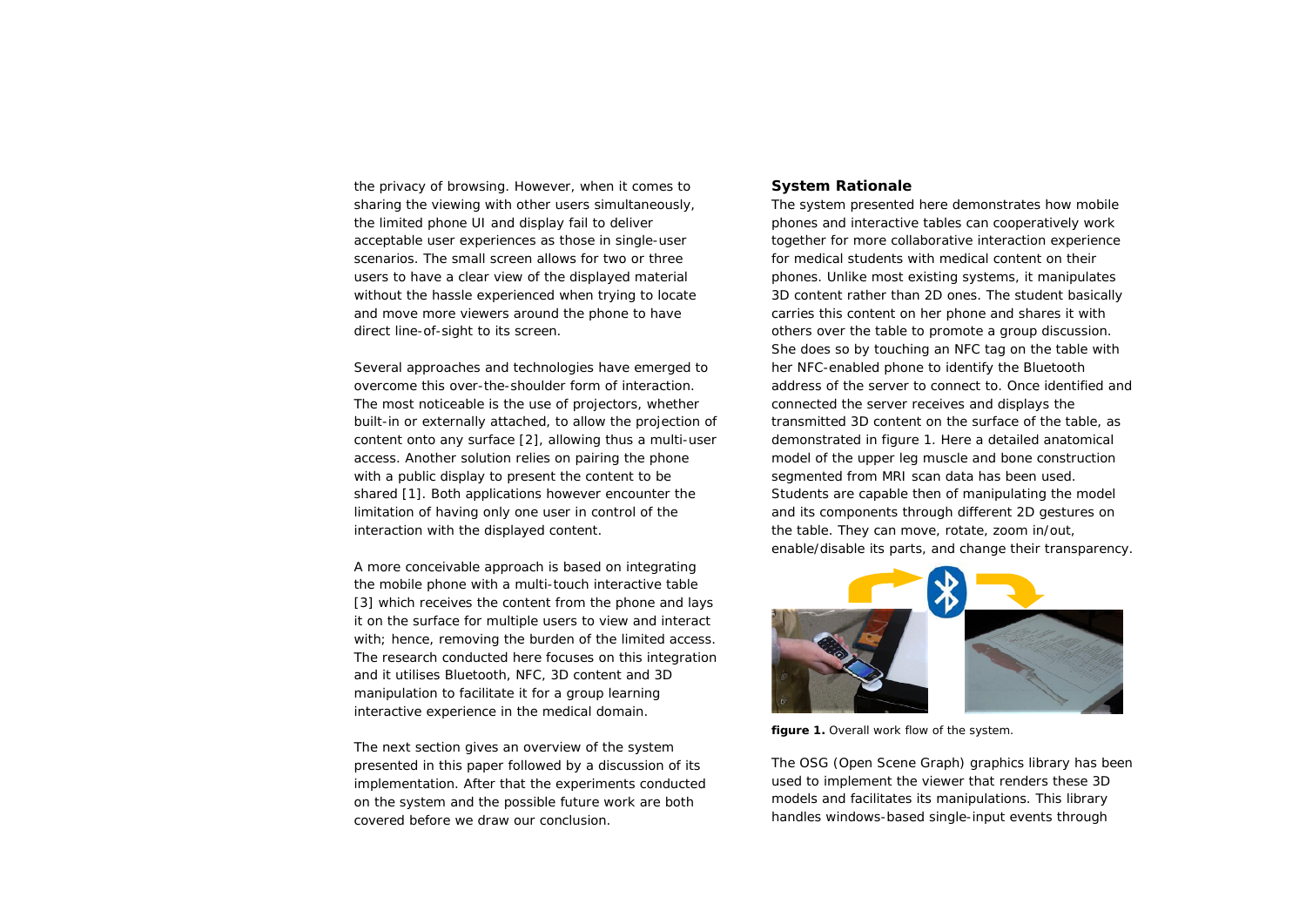the privacy of browsing. However, when it comes to sharing the viewing with other users simultaneously, the limited phone UI and display fail to deliver acceptable user experiences as those in single-user scenarios. The small screen allows for two or three users to have a clear view of the displayed material without the hassle experienced when trying to locate and move more viewers around the phone to have direct line-of-sight to its screen.

Several approaches and technologies have emerged to overcome this over-the-shoulder form of interaction. The most noticeable is the use of projectors, whether built-in or externally attached, to allow the projection of content onto any surface [2], allowing thus a multi-user access. Another solution relies on pairing the phone with a public display to present the content to be shared [1]. Both applications however encounter the limitation of having only one user in control of the interaction with the displayed content.

A more conceivable approach is based on integrating the mobile phone with a multi-touch interactive table [3] which receives the content from the phone and lays it on the surface for multiple users to view and interact with; hence, removing the burden of the limited access. The research conducted here focuses on this integration and it utilises Bluetooth, NFC, 3D content and 3D manipulation to facilitate it for a group learning interactive experience in the medical domain.

The next section gives an overview of the system presented in this paper followed by a discussion of its implementation. After that the experiments conducted on the system and the possible future work are both covered before we draw our conclusion.

### System Rationale

The system presented here demonstrates how mobile phones and interactive tables can cooperatively work together for more collaborative interaction experience for medical students with medical content on their phones. Unlike most existing systems, it manipulates 3D content rather than 2D ones. The student basically carries this content on her phone and shares it with others over the table to promote a group discussion. She does so by touching an NFC tag on the table with her NFC-enabled phone to identify the Bluetooth address of the server to connect to. Once identified and connected the server receives and displays the transmitted 3D content on the surface of the table, as demonstrated in figure 1. Here a detailed anatomical model of the upper leg muscle and bone construction segmented from MRI scan data has been used. Students are capable then of manipulating the model and its components through different 2D gestures on the table. They can move, rotate, zoom in/out, enable/disable its parts, and change their transparency.

**figure 1.** Overall work flow of the system.

The OSG (Open Scene Graph) graphics library has been used to implement the viewer that renders these 3D models and facilitates its manipulations. This library handles windows-based single-input events through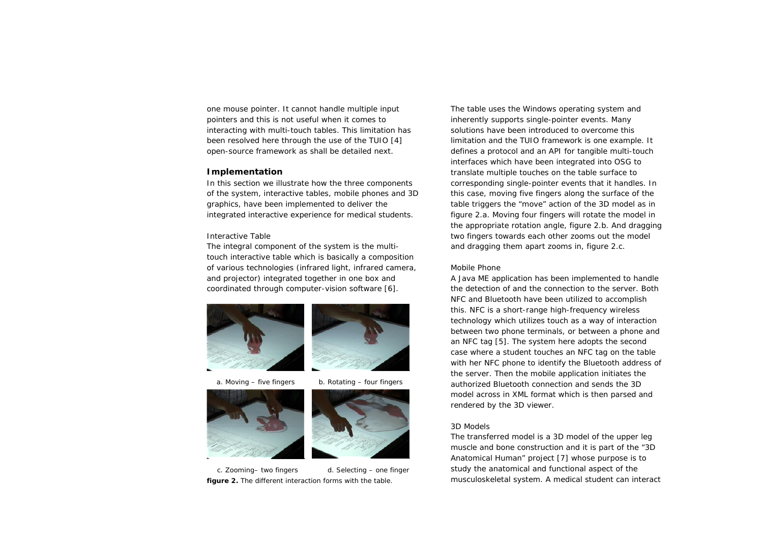one mouse pointer. It cannot handle multiple input pointers and this is not useful when it comes to interacting with multi-touch tables. This limitation has been resolved here through the use of the TUIO [4] open-source framework as shall be detailed next.

## Implementation

In this section we illustrate how the three components of the system, interactive tables, mobile phones and 3D graphics, have been implemented to deliver the integrated interactive experience for medical students.

### Interactive Table

The integral component of the system is the multi-touch interactive table which is basically a composition of various technologies (infrared light, infrared camera, and projector) integrated together in one box and coordinated through computer-vision software [6].

a. Moving – five fingers

b. Rotating – four fingers

c. Zooming– two fingers

d. Selecting – one finger

**figure 2.** The different interaction forms with the table.

The table uses the Windows operating system and inherently supports single-pointer events. Many solutions have been introduced to overcome this limitation and the TUIO framework is one example. It defines a protocol and an API for tangible multi-touch interfaces which have been integrated into OSG to translate multiple touches on the table surface to corresponding single-pointer events that it handles. In this case, moving five fingers along the surface of the table triggers the “move” action of the 3D model as in figure 2.a. Moving four fingers will rotate the model in the appropriate rotation angle, figure 2.b. And dragging two fingers towards each other zooms out the model and dragging them apart zooms in, figure 2.c.

### Mobile Phone

A Java ME application has been implemented to handle the detection of and the connection to the server. Both NFC and Bluetooth have been utilized to accomplish this. NFC is a short-range high-frequency wireless technology which utilizes touch as a way of interaction between two phone terminals, or between a phone and an NFC tag [5]. The system here adopts the second case where a student touches an NFC tag on the table with her NFC phone to identify the Bluetooth address of the server. Then the mobile application initiates the authorized Bluetooth connection and sends the 3D model across in XML format which is then parsed and rendered by the 3D viewer.

### 3D Models

The transferred model is a 3D model of the upper leg muscle and bone construction and it is part of the “3D Anatomical Human” project [7] whose purpose is to study the anatomical and functional aspect of the musculoskeletal system. A medical student can interact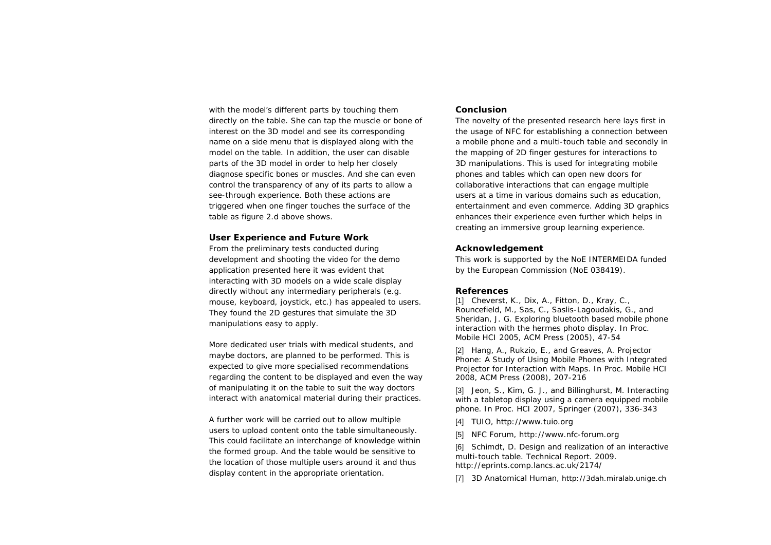with the model's different parts by touching them directly on the table. She can tap the muscle or bone of interest on the 3D model and see its corresponding name on a side menu that is displayed along with the model on the table. In addition, the user can disable parts of the 3D model in order to help her closely diagnose specific bones or muscles. And she can even control the transparency of any of its parts to allow a see-through experience. Both these actions are triggered when one finger touches the surface of the table as figure 2.d above shows.

## User Experience and Future Work

From the preliminary tests conducted during development and shooting the video for the demo application presented here it was evident that interacting with 3D models on a wide scale display directly without any intermediary peripherals (e.g. mouse, keyboard, joystick, etc.) has appealed to users. They found the 2D gestures that simulate the 3D manipulations easy to apply.

More dedicated user trials with medical students, and maybe doctors, are planned to be performed. This is expected to give more specialised recommendations regarding the content to be displayed and even the way of manipulating it on the table to suit the way doctors interact with anatomical material during their practices.

A further work will be carried out to allow multiple users to upload content onto the table simultaneously. This could facilitate an interchange of knowledge within the formed group. And the table would be sensitive to the location of those multiple users around it and thus display content in the appropriate orientation.

## Conclusion

The novelty of the presented research here lays first in the usage of NFC for establishing a connection between a mobile phone and a multi-touch table and secondly in the mapping of 2D finger gestures for interactions to 3D manipulations. This is used for integrating mobile phones and tables which can open new doors for collaborative interactions that can engage multiple users at a time in various domains such as education, entertainment and even commerce. Adding 3D graphics enhances their experience even further which helps in creating an immersive group learning experience.

## Acknowledgement

This work is supported by the NoE INTERMEIDA funded by the European Commission (NoE 038419).

## References

[1] Cheverst, K., Dix, A., Fitton, D., Kray, C., Rouncefield, M., Sas, C., Saslis-Lagoudakis, G., and Sheridan, J. G. Exploring bluetooth based mobile phone interaction with the hermes photo display. In Proc. Mobile HCI 2005, ACM Press (2005), 47-54

[2] Hang, A., Rukzio, E., and Greaves, A. Projector Phone: A Study of Using Mobile Phones with Integrated Projector for Interaction with Maps. In Proc. Mobile HCI 2008, ACM Press (2008), 207-216

[3] Jeon, S., Kim, G. J., and Billinghurst, M. Interacting with a tabletop display using a camera equipped mobile phone. In Proc. HCI 2007, Springer (2007), 336-343

[4] TUIO, http://www.tuio.org

[5] NFC Forum, http://www.nfc-forum.org

[6] Schimdt, D. Design and realization of an interactive multi-touch table. Technical Report. 2009. http://eprints.comp.lancs.ac.uk/2174/

[7] 3D Anatomical Human, http://3dah.miralab.unige.ch